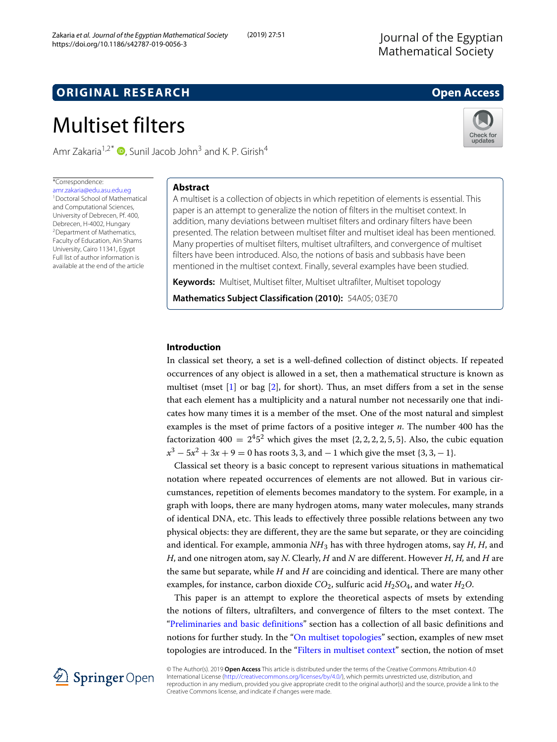ORIGINAL RESEARCH | Open Access

# Multiset filters

Amr Zakaria[1,2*], Sunil Jacob John[3] and K. P. Girish[4]

*Correspondence: amr.zakaria@edu.asu.edu.eg
[1] Doctoral School of Mathematical and Computational Sciences, University of Debrecen, Pf. 400, Debrecen, H-4002, Hungary
[2] Department of Mathematics, Faculty of Education, Ain Shams University, Cairo 11341, Egypt
Full list of author information is available at the end of the article

## Abstract

A multiset is a collection of objects in which repetition of elements is essential. This paper is an attempt to generalize the notion of filters in the multiset context. In addition, many deviations between multiset filters and ordinary filters have been presented. The relation between multiset filter and multiset ideal has been mentioned. Many properties of multiset filters, multiset ultrafilters, and convergence of multiset filters have been introduced. Also, the notions of basis and subbasis have been mentioned in the multiset context. Finally, several examples have been studied.

**Keywords:** Multiset, Multiset filter, Multiset ultrafilter, Multiset topology

**Mathematics Subject Classification (2010):** 54A05; 03E70

## Introduction

In classical set theory, a set is a well-defined collection of distinct objects. If repeated occurrences of any object is allowed in a set, then a mathematical structure is known as multiset (mset [1] or bag [2], for short). Thus, an mset differs from a set in the sense that each element has a multiplicity and a natural number not necessarily one that indicates how many times it is a member of the mset. One of the most natural and simplest examples is the mset of prime factors of a positive integer $n$. The number 400 has the factorization $400 = 2^4 5^2$ which gives the mset $\{2, 2, 2, 2, 5, 5\}$. Also, the cubic equation $x^3 - 5x^2 + 3x + 9 = 0$ has roots 3, 3, and $-1$ which give the mset $\{3, 3, -1\}$.

Classical set theory is a basic concept to represent various situations in mathematical notation where repeated occurrences of elements are not allowed. But in various circumstances, repetition of elements becomes mandatory to the system. For example, in a graph with loops, there are many hydrogen atoms, many water molecules, many strands of identical DNA, etc. This leads to effectively three possible relations between any two physical objects: they are different, they are the same but separate, or they are coinciding and identical. For example, ammonia $NH_3$ has with three hydrogen atoms, say $H$, $H$, and $H$, and one nitrogen atom, say $N$. Clearly, $H$ and $N$ are different. However $H$, $H$, and $H$ are the same but separate, while $H$ and $H$ are coinciding and identical. There are many other examples, for instance, carbon dioxide $CO_2$, sulfuric acid $H_2SO_4$, and water $H_2O$.

This paper is an attempt to explore the theoretical aspects of msets by extending the notions of filters, ultrafilters, and convergence of filters to the mset context. The "Preliminaries and basic definitions" section has a collection of all basic definitions and notions for further study. In the "On multiset topologies" section, examples of new mset topologies are introduced. In the "Filters in multiset context" section, the notion of mset

© The Author(s). 2019 **Open Access** This article is distributed under the terms of the Creative Commons Attribution 4.0 International License (http://creativecommons.org/licenses/by/4.0/), which permits unrestricted use, distribution, and reproduction in any medium, provided you give appropriate credit to the original author(s) and the source, provide a link to the Creative Commons license, and indicate if changes were made.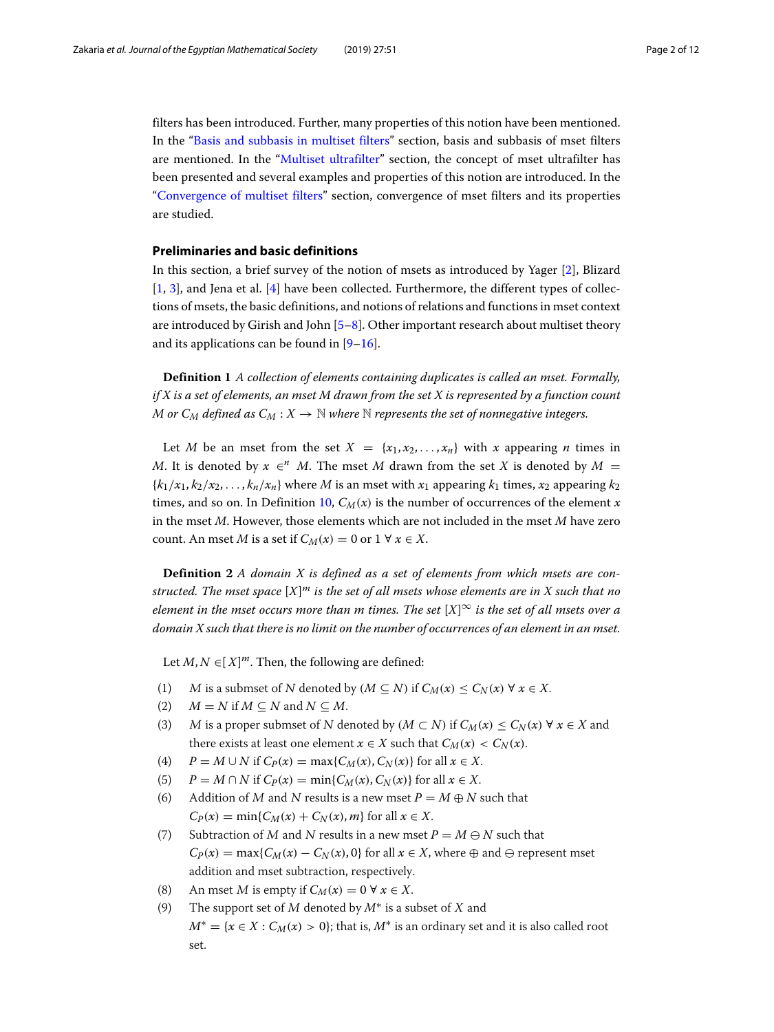filters has been introduced. Further, many properties of this notion have been mentioned. In the "Basis and subbasis in multiset filters" section, basis and subbasis of mset filters are mentioned. In the "Multiset ultrafilter" section, the concept of mset ultrafilter has been presented and several examples and properties of this notion are introduced. In the "Convergence of multiset filters" section, convergence of mset filters and its properties are studied.

## Preliminaries and basic definitions

In this section, a brief survey of the notion of msets as introduced by Yager [2], Blizard [1, 3], and Jena et al. [4] have been collected. Furthermore, the different types of collections of msets, the basic definitions, and notions of relations and functions in mset context are introduced by Girish and John [5–8]. Other important research about multiset theory and its applications can be found in [9–16].

**Definition 1** *A collection of elements containing duplicates is called an mset. Formally, if $X$ is a set of elements, an mset $M$ drawn from the set $X$ is represented by a function count $M$ or $C_M$ defined as $C_M : X \to \mathbb{N}$ where $\mathbb{N}$ represents the set of nonnegative integers.*

Let $M$ be an mset from the set $X = \{x_1, x_2, \ldots, x_n\}$ with $x$ appearing $n$ times in $M$. It is denoted by $x \in^n M$. The mset $M$ drawn from the set $X$ is denoted by $M = \{k_1/x_1, k_2/x_2, \ldots, k_n/x_n\}$ where $M$ is an mset with $x_1$ appearing $k_1$ times, $x_2$ appearing $k_2$ times, and so on. In Definition 10, $C_M(x)$ is the number of occurrences of the element $x$ in the mset $M$. However, those elements which are not included in the mset $M$ have zero count. An mset $M$ is a set if $C_M(x) = 0$ or $1 \ \forall \ x \in X$.

**Definition 2** *A domain $X$ is defined as a set of elements from which msets are constructed. The mset space $[X]^m$ is the set of all msets whose elements are in $X$ such that no element in the mset occurs more than $m$ times. The set $[X]^\infty$ is the set of all msets over a domain $X$ such that there is no limit on the number of occurrences of an element in an mset.*

Let $M, N \in [X]^m$. Then, the following are defined:

(1) $M$ is a submset of $N$ denoted by ($M \subseteq N$) if $C_M(x) \leq C_N(x) \ \forall \ x \in X$.

(2) $M = N$ if $M \subseteq N$ and $N \subseteq M$.

(3) $M$ is a proper submset of $N$ denoted by ($M \subset N$) if $C_M(x) \leq C_N(x) \ \forall \ x \in X$ and there exists at least one element $x \in X$ such that $C_M(x) < C_N(x)$.

(4) $P = M \cup N$ if $C_P(x) = \max\{C_M(x), C_N(x)\}$ for all $x \in X$.

(5) $P = M \cap N$ if $C_P(x) = \min\{C_M(x), C_N(x)\}$ for all $x \in X$.

(6) Addition of $M$ and $N$ results is a new mset $P = M \oplus N$ such that $C_P(x) = \min\{C_M(x) + C_N(x), m\}$ for all $x \in X$.

(7) Subtraction of $M$ and $N$ results in a new mset $P = M \ominus N$ such that $C_P(x) = \max\{C_M(x) - C_N(x), 0\}$ for all $x \in X$, where $\oplus$ and $\ominus$ represent mset addition and mset subtraction, respectively.

(8) An mset $M$ is empty if $C_M(x) = 0 \ \forall \ x \in X$.

(9) The support set of $M$ denoted by $M^*$ is a subset of $X$ and $M^* = \{x \in X : C_M(x) > 0\}$; that is, $M^*$ is an ordinary set and it is also called root set.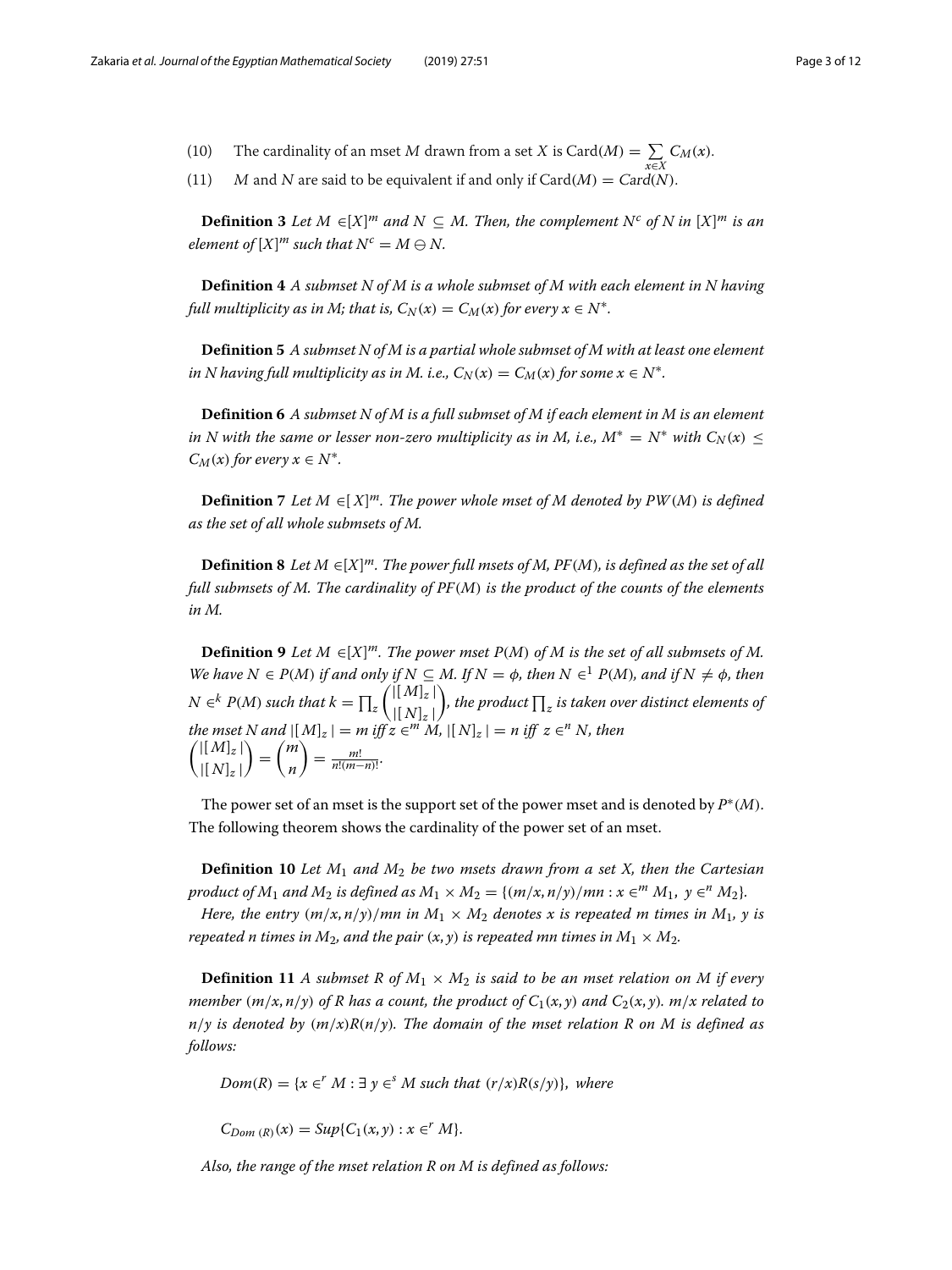(10) The cardinality of an mset $M$ drawn from a set $X$ is $\mathrm{Card}(M) = \sum_{x \in X} C_M(x)$.

(11) $M$ and $N$ are said to be equivalent if and only if $\mathrm{Card}(M) = Card(N)$.

**Definition 3** *Let $M \in [X]^m$ and $N \subseteq M$. Then, the complement $N^c$ of $N$ in $[X]^m$ is an element of $[X]^m$ such that $N^c = M \ominus N$.*

**Definition 4** *A submset $N$ of $M$ is a whole submset of $M$ with each element in $N$ having full multiplicity as in $M$; that is, $C_N(x) = C_M(x)$ for every $x \in N^*$.*

**Definition 5** *A submset $N$ of $M$ is a partial whole submset of $M$ with at least one element in $N$ having full multiplicity as in $M$. i.e., $C_N(x) = C_M(x)$ for some $x \in N^*$.*

**Definition 6** *A submset $N$ of $M$ is a full submset of $M$ if each element in $M$ is an element in $N$ with the same or lesser non-zero multiplicity as in $M$, i.e., $M^* = N^*$ with $C_N(x) \leq C_M(x)$ for every $x \in N^*$.*

**Definition 7** *Let $M \in [X]^m$. The power whole mset of $M$ denoted by $PW(M)$ is defined as the set of all whole submsets of $M$.*

**Definition 8** *Let $M \in [X]^m$. The power full msets of $M$, $PF(M)$, is defined as the set of all full submsets of $M$. The cardinality of $PF(M)$ is the product of the counts of the elements in $M$.*

**Definition 9** *Let $M \in [X]^m$. The power mset $P(M)$ of $M$ is the set of all submsets of $M$. We have $N \in P(M)$ if and only if $N \subseteq M$. If $N = \phi$, then $N \in^1 P(M)$, and if $N \neq \phi$, then $N \in^k P(M)$ such that $k = \prod_z \binom{|[M]_z|}{|[N]_z|}$, the product $\prod_z$ is taken over distinct elements of the mset $N$ and $|[M]_z| = m$ iff $z \in^m M$, $|[N]_z| = n$ iff $z \in^n N$, then $\binom{|[M]_z|}{|[N]_z|} = \binom{m}{n} = \frac{m!}{n!(m-n)!}$.*

The power set of an mset is the support set of the power mset and is denoted by $P^*(M)$. The following theorem shows the cardinality of the power set of an mset.

**Definition 10** *Let $M_1$ and $M_2$ be two msets drawn from a set $X$, then the Cartesian product of $M_1$ and $M_2$ is defined as $M_1 \times M_2 = \{(m/x, n/y)/mn : x \in^m M_1,\ y \in^n M_2\}$.*

*Here, the entry $(m/x, n/y)/mn$ in $M_1 \times M_2$ denotes $x$ is repeated $m$ times in $M_1$, $y$ is repeated $n$ times in $M_2$, and the pair $(x, y)$ is repeated $mn$ times in $M_1 \times M_2$.*

**Definition 11** *A submset $R$ of $M_1 \times M_2$ is said to be an mset relation on $M$ if every member $(m/x, n/y)$ of $R$ has a count, the product of $C_1(x, y)$ and $C_2(x, y)$. $m/x$ related to $n/y$ is denoted by $(m/x)R(n/y)$. The domain of the mset relation $R$ on $M$ is defined as follows:*

$$Dom(R) = \{x \in^r M : \exists\ y \in^s M \text{ such that } (r/x)R(s/y)\}, \text{ where}$$

$$C_{Dom\ (R)}(x) = Sup\{C_1(x, y) : x \in^r M\}.$$

*Also, the range of the mset relation $R$ on $M$ is defined as follows:*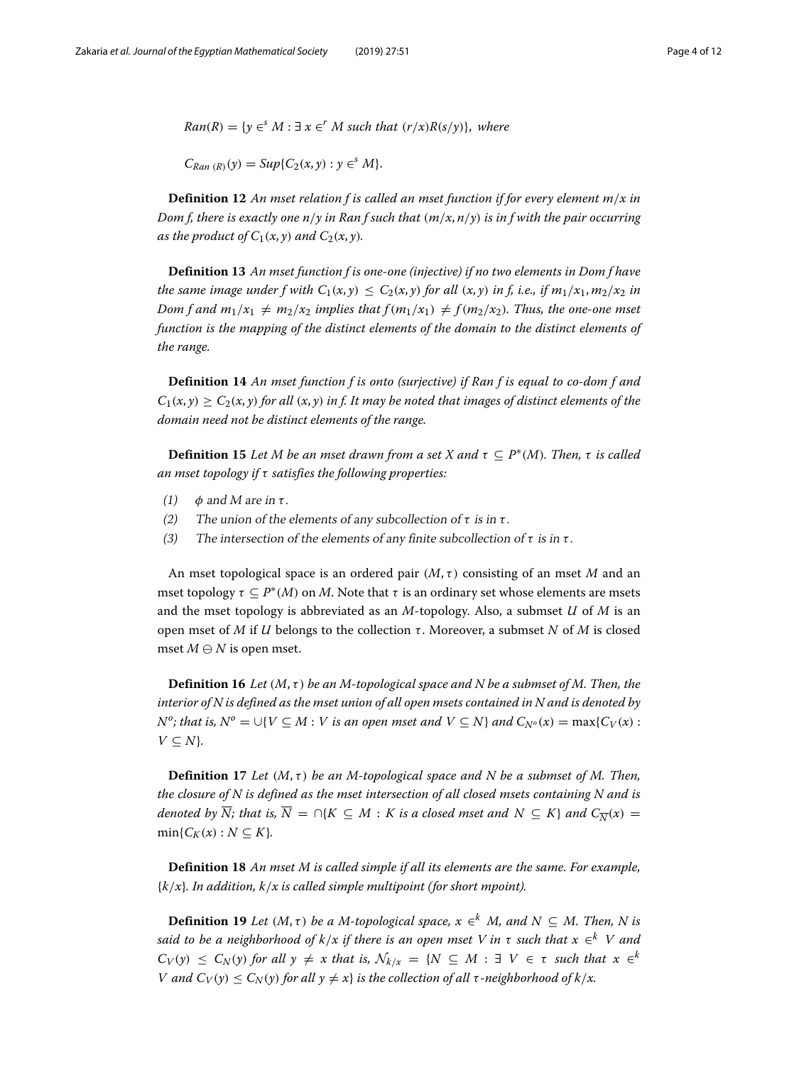$Ran(R) = \{y \in^s M : \exists\, x \in^r M$ *such that* $(r/x)R(s/y)\}$, *where*

$C_{Ran\ (R)}(y) = Sup\{C_2(x, y) : y \in^s M\}$.

**Definition 12** *An mset relation f is called an mset function if for every element $m/x$ in Dom f, there is exactly one $n/y$ in Ran f such that $(m/x, n/y)$ is in f with the pair occurring as the product of $C_1(x, y)$ and $C_2(x, y)$.*

**Definition 13** *An mset function f is one-one (injective) if no two elements in Dom f have the same image under f with $C_1(x, y) \leq C_2(x, y)$ for all $(x, y)$ in f, i.e., if $m_1/x_1, m_2/x_2$ in Dom f and $m_1/x_1 \neq m_2/x_2$ implies that $f(m_1/x_1) \neq f(m_2/x_2)$. Thus, the one-one mset function is the mapping of the distinct elements of the domain to the distinct elements of the range.*

**Definition 14** *An mset function f is onto (surjective) if Ran f is equal to co-dom f and $C_1(x, y) \geq C_2(x, y)$ for all $(x, y)$ in f. It may be noted that images of distinct elements of the domain need not be distinct elements of the range.*

**Definition 15** *Let M be an mset drawn from a set X and $\tau \subseteq P^*(M)$. Then, $\tau$ is called an mset topology if $\tau$ satisfies the following properties:*

*(1)* $\phi$ *and M are in* $\tau$*.*
*(2)* *The union of the elements of any subcollection of* $\tau$ *is in* $\tau$*.*
*(3)* *The intersection of the elements of any finite subcollection of* $\tau$ *is in* $\tau$*.*

An mset topological space is an ordered pair $(M, \tau)$ consisting of an mset $M$ and an mset topology $\tau \subseteq P^*(M)$ on $M$. Note that $\tau$ is an ordinary set whose elements are msets and the mset topology is abbreviated as an $M$-topology. Also, a submset $U$ of $M$ is an open mset of $M$ if $U$ belongs to the collection $\tau$. Moreover, a submset $N$ of $M$ is closed mset $M \ominus N$ is open mset.

**Definition 16** *Let $(M, \tau)$ be an M-topological space and N be a submset of M. Then, the interior of N is defined as the mset union of all open msets contained in N and is denoted by $N^o$; that is, $N^o = \cup\{V \subseteq M : V$ is an open mset and $V \subseteq N\}$ and $C_{N^o}(x) = \max\{C_V(x) : V \subseteq N\}$.*

**Definition 17** *Let $(M, \tau)$ be an M-topological space and N be a submset of M. Then, the closure of N is defined as the mset intersection of all closed msets containing N and is denoted by $\overline{N}$; that is, $\overline{N} = \cap\{K \subseteq M : K$ is a closed mset and $N \subseteq K\}$ and $C_{\overline{N}}(x) = \min\{C_K(x) : N \subseteq K\}$.*

**Definition 18** *An mset M is called simple if all its elements are the same. For example, $\{k/x\}$. In addition, $k/x$ is called simple multipoint (for short mpoint).*

**Definition 19** *Let $(M, \tau)$ be a M-topological space, $x \in^k M$, and $N \subseteq M$. Then, N is said to be a neighborhood of $k/x$ if there is an open mset V in $\tau$ such that $x \in^k V$ and $C_V(y) \leq C_N(y)$ for all $y \neq x$ that is, $\mathcal{N}_{k/x} = \{N \subseteq M : \exists\ V \in \tau$ such that $x \in^k V$ and $C_V(y) \leq C_N(y)$ for all $y \neq x\}$ is the collection of all $\tau$-neighborhood of $k/x$.*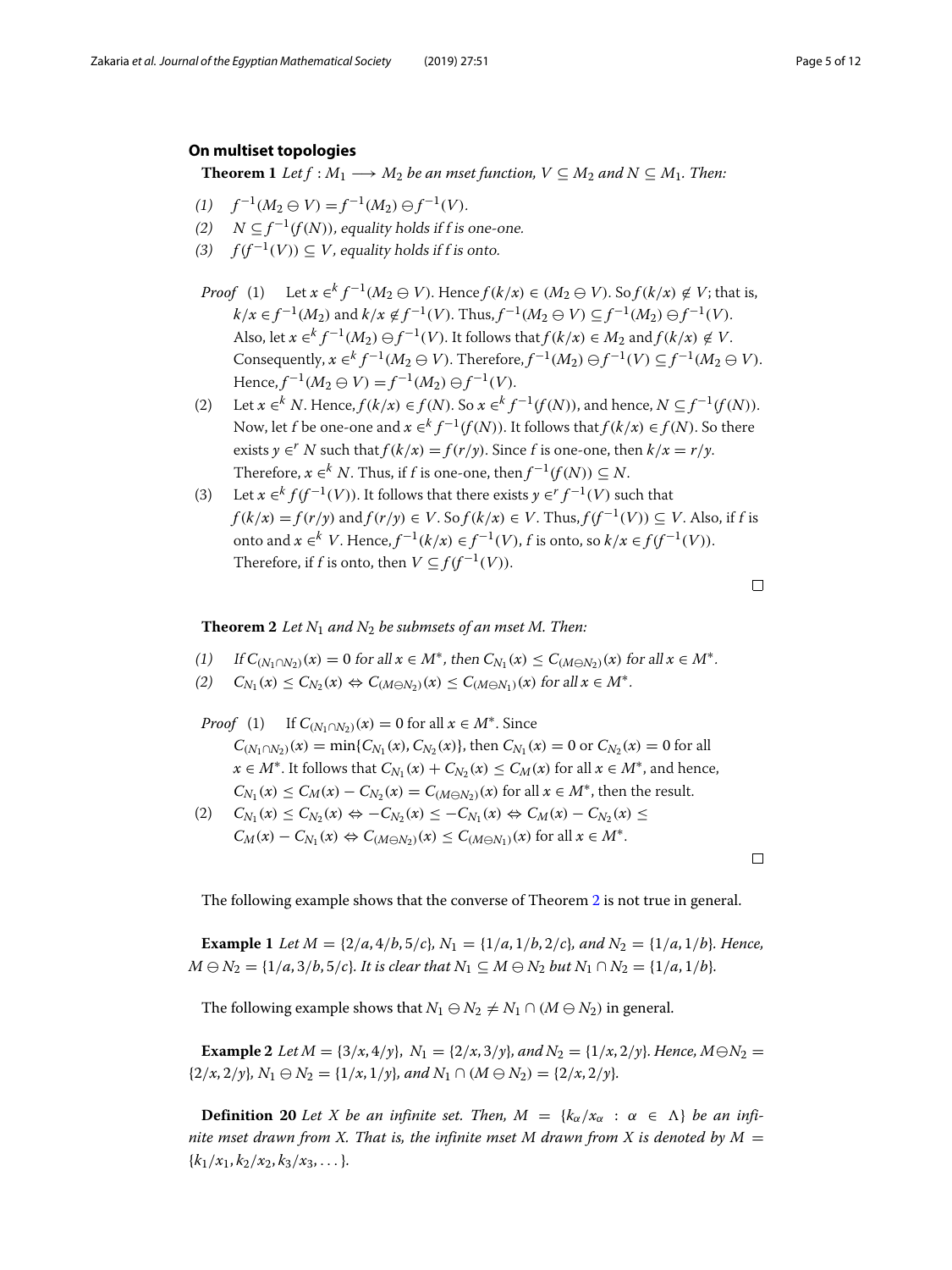### On multiset topologies

**Theorem 1** *Let $f : M_1 \longrightarrow M_2$ be an mset function, $V \subseteq M_2$ and $N \subseteq M_1$. Then:*

*(1)* $f^{-1}(M_2 \ominus V) = f^{-1}(M_2) \ominus f^{-1}(V)$.

*(2)* $N \subseteq f^{-1}(f(N))$*, equality holds if f is one-one.*

*(3)* $f(f^{-1}(V)) \subseteq V$*, equality holds if f is onto.*

*Proof* (1) Let $x \in^k f^{-1}(M_2 \ominus V)$. Hence $f(k/x) \in (M_2 \ominus V)$. So $f(k/x) \notin V$; that is, $k/x \in f^{-1}(M_2)$ and $k/x \notin f^{-1}(V)$. Thus, $f^{-1}(M_2 \ominus V) \subseteq f^{-1}(M_2) \ominus f^{-1}(V)$. Also, let $x \in^k f^{-1}(M_2) \ominus f^{-1}(V)$. It follows that $f(k/x) \in M_2$ and $f(k/x) \notin V$. Consequently, $x \in^k f^{-1}(M_2 \ominus V)$. Therefore, $f^{-1}(M_2) \ominus f^{-1}(V) \subseteq f^{-1}(M_2 \ominus V)$. Hence, $f^{-1}(M_2 \ominus V) = f^{-1}(M_2) \ominus f^{-1}(V)$.

(2) Let $x \in^k N$. Hence, $f(k/x) \in f(N)$. So $x \in^k f^{-1}(f(N))$, and hence, $N \subseteq f^{-1}(f(N))$. Now, let $f$ be one-one and $x \in^k f^{-1}(f(N))$. It follows that $f(k/x) \in f(N)$. So there exists $y \in^r N$ such that $f(k/x) = f(r/y)$. Since $f$ is one-one, then $k/x = r/y$. Therefore, $x \in^k N$. Thus, if $f$ is one-one, then $f^{-1}(f(N)) \subseteq N$.

(3) Let $x \in^k f(f^{-1}(V))$. It follows that there exists $y \in^r f^{-1}(V)$ such that $f(k/x) = f(r/y)$ and $f(r/y) \in V$. So $f(k/x) \in V$. Thus, $f(f^{-1}(V)) \subseteq V$. Also, if $f$ is onto and $x \in^k V$. Hence, $f^{-1}(k/x) \in f^{-1}(V)$, $f$ is onto, so $k/x \in f(f^{-1}(V))$. Therefore, if $f$ is onto, then $V \subseteq f(f^{-1}(V))$.

□

**Theorem 2** *Let $N_1$ and $N_2$ be submsets of an mset $M$. Then:*

*(1)* *If $C_{(N_1 \cap N_2)}(x) = 0$ for all $x \in M^*$, then $C_{N_1}(x) \leq C_{(M \ominus N_2)}(x)$ for all $x \in M^*$.*

*(2)* $C_{N_1}(x) \leq C_{N_2}(x) \Leftrightarrow C_{(M \ominus N_2)}(x) \leq C_{(M \ominus N_1)}(x)$ *for all $x \in M^*$.*

*Proof* (1) If $C_{(N_1 \cap N_2)}(x) = 0$ for all $x \in M^*$. Since $C_{(N_1 \cap N_2)}(x) = \min\{C_{N_1}(x), C_{N_2}(x)\}$, then $C_{N_1}(x) = 0$ or $C_{N_2}(x) = 0$ for all $x \in M^*$. It follows that $C_{N_1}(x) + C_{N_2}(x) \leq C_M(x)$ for all $x \in M^*$, and hence, $C_{N_1}(x) \leq C_M(x) - C_{N_2}(x) = C_{(M \ominus N_2)}(x)$ for all $x \in M^*$, then the result.

(2) $C_{N_1}(x) \leq C_{N_2}(x) \Leftrightarrow -C_{N_2}(x) \leq -C_{N_1}(x) \Leftrightarrow C_M(x) - C_{N_2}(x) \leq C_M(x) - C_{N_1}(x) \Leftrightarrow C_{(M \ominus N_2)}(x) \leq C_{(M \ominus N_1)}(x)$ for all $x \in M^*$.

□

The following example shows that the converse of Theorem 2 is not true in general.

**Example 1** *Let $M = \{2/a, 4/b, 5/c\}$, $N_1 = \{1/a, 1/b, 2/c\}$, and $N_2 = \{1/a, 1/b\}$. Hence, $M \ominus N_2 = \{1/a, 3/b, 5/c\}$. It is clear that $N_1 \subseteq M \ominus N_2$ but $N_1 \cap N_2 = \{1/a, 1/b\}$.*

The following example shows that $N_1 \ominus N_2 \neq N_1 \cap (M \ominus N_2)$ in general.

**Example 2** *Let $M = \{3/x, 4/y\}$, $N_1 = \{2/x, 3/y\}$, and $N_2 = \{1/x, 2/y\}$. Hence, $M \ominus N_2 = \{2/x, 2/y\}$, $N_1 \ominus N_2 = \{1/x, 1/y\}$, and $N_1 \cap (M \ominus N_2) = \{2/x, 2/y\}$.*

**Definition 20** *Let $X$ be an infinite set. Then, $M = \{k_\alpha/x_\alpha : \alpha \in \Lambda\}$ be an infinite mset drawn from $X$. That is, the infinite mset $M$ drawn from $X$ is denoted by $M = \{k_1/x_1, k_2/x_2, k_3/x_3, \ldots\}$.*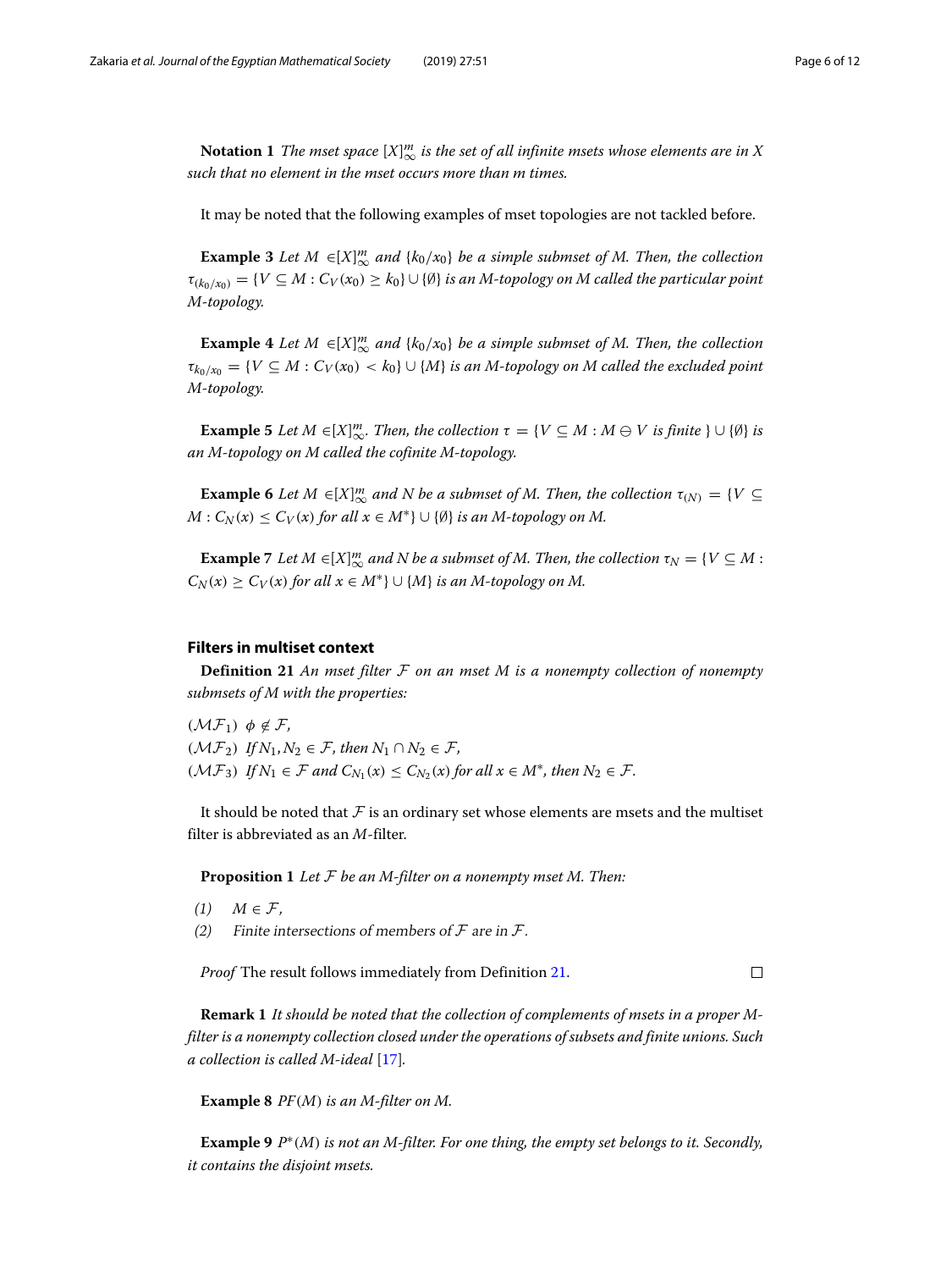**Notation 1** *The mset space $[X]^m_\infty$ is the set of all infinite msets whose elements are in $X$ such that no element in the mset occurs more than $m$ times.*

It may be noted that the following examples of mset topologies are not tackled before.

**Example 3** *Let $M \in [X]^m_\infty$ and $\{k_0/x_0\}$ be a simple submset of $M$. Then, the collection $\tau_{(k_0/x_0)} = \{V \subseteq M : C_V(x_0) \geq k_0\} \cup \{\emptyset\}$ is an $M$-topology on $M$ called the particular point $M$-topology.*

**Example 4** *Let $M \in [X]^m_\infty$ and $\{k_0/x_0\}$ be a simple submset of $M$. Then, the collection $\tau_{k_0/x_0} = \{V \subseteq M : C_V(x_0) < k_0\} \cup \{M\}$ is an $M$-topology on $M$ called the excluded point $M$-topology.*

**Example 5** *Let $M \in [X]^m_\infty$. Then, the collection $\tau = \{V \subseteq M : M \ominus V$ is finite $\} \cup \{\emptyset\}$ is an $M$-topology on $M$ called the cofinite $M$-topology.*

**Example 6** *Let $M \in [X]^m_\infty$ and $N$ be a submset of $M$. Then, the collection $\tau_{(N)} = \{V \subseteq M : C_N(x) \leq C_V(x)$ for all $x \in M^*\} \cup \{\emptyset\}$ is an $M$-topology on $M$.*

**Example 7** *Let $M \in [X]^m_\infty$ and $N$ be a submset of $M$. Then, the collection $\tau_N = \{V \subseteq M : C_N(x) \geq C_V(x)$ for all $x \in M^*\} \cup \{M\}$ is an $M$-topology on $M$.*

## Filters in multiset context

**Definition 21** *An mset filter $\mathcal{F}$ on an mset $M$ is a nonempty collection of nonempty submsets of $M$ with the properties:*

($\mathcal{MF}_1$) $\phi \notin \mathcal{F}$,
($\mathcal{MF}_2$) *If $N_1, N_2 \in \mathcal{F}$, then $N_1 \cap N_2 \in \mathcal{F}$,*
($\mathcal{MF}_3$) *If $N_1 \in \mathcal{F}$ and $C_{N_1}(x) \leq C_{N_2}(x)$ for all $x \in M^*$, then $N_2 \in \mathcal{F}$.*

It should be noted that $\mathcal{F}$ is an ordinary set whose elements are msets and the multiset filter is abbreviated as an $M$-filter.

**Proposition 1** *Let $\mathcal{F}$ be an M-filter on a nonempty mset $M$. Then:*

*(1)* $M \in \mathcal{F}$,
*(2)* *Finite intersections of members of $\mathcal{F}$ are in $\mathcal{F}$.*

*Proof* The result follows immediately from Definition 21. □

**Remark 1** *It should be noted that the collection of complements of msets in a proper M-filter is a nonempty collection closed under the operations of subsets and finite unions. Such a collection is called M-ideal [17].*

**Example 8** *$PF(M)$ is an M-filter on $M$.*

**Example 9** *$P^*(M)$ is not an M-filter. For one thing, the empty set belongs to it. Secondly, it contains the disjoint msets.*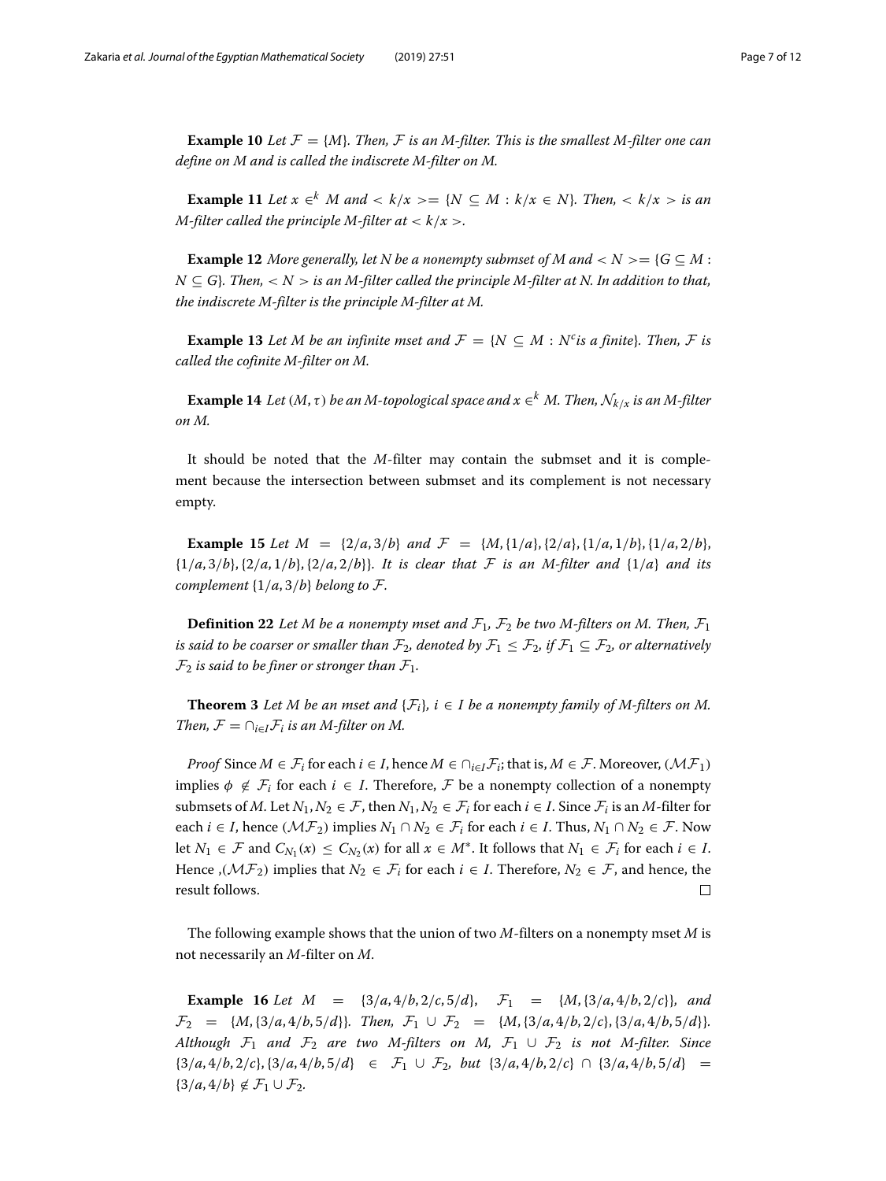**Example 10** *Let $\mathcal{F} = \{M\}$. Then, $\mathcal{F}$ is an M-filter. This is the smallest M-filter one can define on M and is called the indiscrete M-filter on M.*

**Example 11** *Let $x \in^k M$ and $< k/x >= \{N \subseteq M : k/x \in N\}$. Then, $< k/x >$ is an M-filter called the principle M-filter at $< k/x >$.*

**Example 12** *More generally, let N be a nonempty submset of M and $< N >= \{G \subseteq M : N \subseteq G\}$. Then, $< N >$ is an M-filter called the principle M-filter at N. In addition to that, the indiscrete M-filter is the principle M-filter at M.*

**Example 13** *Let M be an infinite mset and $\mathcal{F} = \{N \subseteq M : N^c$ is a finite$\}$. Then, $\mathcal{F}$ is called the cofinite M-filter on M.*

**Example 14** *Let $(M, \tau)$ be an M-topological space and $x \in^k M$. Then, $\mathcal{N}_{k/x}$ is an M-filter on M.*

It should be noted that the *M*-filter may contain the submset and it is complement because the intersection between submset and its complement is not necessary empty.

**Example 15** *Let $M = \{2/a, 3/b\}$ and $\mathcal{F} = \{M, \{1/a\}, \{2/a\}, \{1/a, 1/b\}, \{1/a, 2/b\}, \{1/a, 3/b\}, \{2/a, 1/b\}, \{2/a, 2/b\}\}$. It is clear that $\mathcal{F}$ is an M-filter and $\{1/a\}$ and its complement $\{1/a, 3/b\}$ belong to $\mathcal{F}$.*

**Definition 22** *Let M be a nonempty mset and $\mathcal{F}_1$, $\mathcal{F}_2$ be two M-filters on M. Then, $\mathcal{F}_1$ is said to be coarser or smaller than $\mathcal{F}_2$, denoted by $\mathcal{F}_1 \leq \mathcal{F}_2$, if $\mathcal{F}_1 \subseteq \mathcal{F}_2$, or alternatively $\mathcal{F}_2$ is said to be finer or stronger than $\mathcal{F}_1$.*

**Theorem 3** *Let M be an mset and $\{\mathcal{F}_i\}$, $i \in I$ be a nonempty family of M-filters on M. Then, $\mathcal{F} = \cap_{i\in I}\mathcal{F}_i$ is an M-filter on M.*

*Proof* Since $M \in \mathcal{F}_i$ for each $i \in I$, hence $M \in \cap_{i\in I}\mathcal{F}_i$; that is, $M \in \mathcal{F}$. Moreover, $(\mathcal{MF}_1)$ implies $\phi \notin \mathcal{F}_i$ for each $i \in I$. Therefore, $\mathcal{F}$ be a nonempty collection of a nonempty submsets of $M$. Let $N_1, N_2 \in \mathcal{F}$, then $N_1, N_2 \in \mathcal{F}_i$ for each $i \in I$. Since $\mathcal{F}_i$ is an $M$-filter for each $i \in I$, hence $(\mathcal{MF}_2)$ implies $N_1 \cap N_2 \in \mathcal{F}_i$ for each $i \in I$. Thus, $N_1 \cap N_2 \in \mathcal{F}$. Now let $N_1 \in \mathcal{F}$ and $C_{N_1}(x) \leq C_{N_2}(x)$ for all $x \in M^*$. It follows that $N_1 \in \mathcal{F}_i$ for each $i \in I$. Hence ,$(\mathcal{MF}_2)$ implies that $N_2 \in \mathcal{F}_i$ for each $i \in I$. Therefore, $N_2 \in \mathcal{F}$, and hence, the result follows. □

The following example shows that the union of two *M*-filters on a nonempty mset *M* is not necessarily an *M*-filter on *M*.

**Example 16** *Let $M = \{3/a, 4/b, 2/c, 5/d\}$, $\mathcal{F}_1 = \{M, \{3/a, 4/b, 2/c\}\}$, and $\mathcal{F}_2 = \{M, \{3/a, 4/b, 5/d\}\}$. Then, $\mathcal{F}_1 \cup \mathcal{F}_2 = \{M, \{3/a, 4/b, 2/c\}, \{3/a, 4/b, 5/d\}\}$. Although $\mathcal{F}_1$ and $\mathcal{F}_2$ are two M-filters on M, $\mathcal{F}_1 \cup \mathcal{F}_2$ is not M-filter. Since $\{3/a, 4/b, 2/c\}, \{3/a, 4/b, 5/d\} \in \mathcal{F}_1 \cup \mathcal{F}_2$, but $\{3/a, 4/b, 2/c\} \cap \{3/a, 4/b, 5/d\} = \{3/a, 4/b\} \notin \mathcal{F}_1 \cup \mathcal{F}_2$.*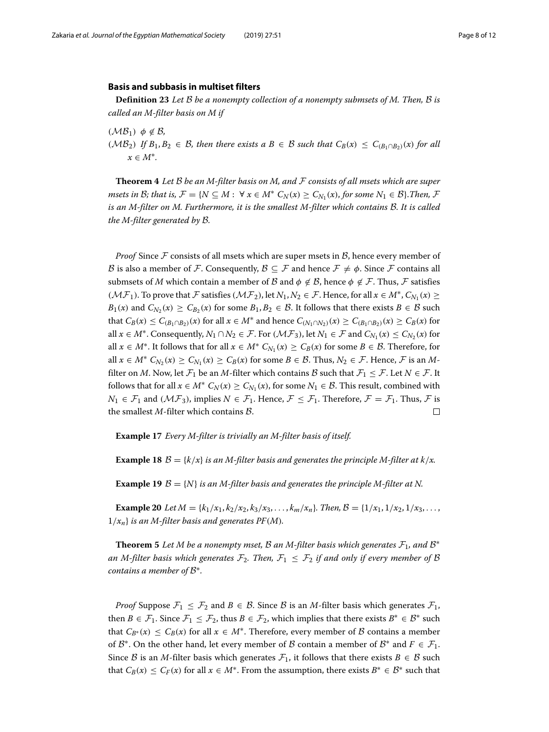### Basis and subbasis in multiset filters

**Definition 23** *Let $\mathcal{B}$ be a nonempty collection of a nonempty submsets of M. Then, $\mathcal{B}$ is called an M-filter basis on M if*

$(\mathcal{MB}_1)$ *$\phi \notin \mathcal{B}$,*

$(\mathcal{MB}_2)$ *If $B_1, B_2 \in \mathcal{B}$, then there exists a $B \in \mathcal{B}$ such that $C_B(x) \leq C_{(B_1 \cap B_2)}(x)$ for all $x \in M^*$.*

**Theorem 4** *Let $\mathcal{B}$ be an M-filter basis on M, and $\mathcal{F}$ consists of all msets which are super msets in $\mathcal{B}$; that is, $\mathcal{F} = \{N \subseteq M : \forall x \in M^* \ C_N(x) \geq C_{N_1}(x), \text{for some } N_1 \in \mathcal{B}\}$.Then, $\mathcal{F}$ is an M-filter on M. Furthermore, it is the smallest M-filter which contains $\mathcal{B}$. It is called the M-filter generated by $\mathcal{B}$.*

*Proof* Since $\mathcal{F}$ consists of all msets which are super msets in $\mathcal{B}$, hence every member of $\mathcal{B}$ is also a member of $\mathcal{F}$. Consequently, $\mathcal{B} \subseteq \mathcal{F}$ and hence $\mathcal{F} \neq \phi$. Since $\mathcal{F}$ contains all submsets of $M$ which contain a member of $\mathcal{B}$ and $\phi \notin \mathcal{B}$, hence $\phi \notin \mathcal{F}$. Thus, $\mathcal{F}$ satisfies $(\mathcal{MF}_1)$. To prove that $\mathcal{F}$ satisfies $(\mathcal{MF}_2)$, let $N_1, N_2 \in \mathcal{F}$. Hence, for all $x \in M^*$, $C_{N_1}(x) \geq B_1(x)$ and $C_{N_2}(x) \geq C_{B_2}(x)$ for some $B_1, B_2 \in \mathcal{B}$. It follows that there exists $B \in \mathcal{B}$ such that $C_B(x) \leq C_{(B_1 \cap B_2)}(x)$ for all $x \in M^*$ and hence $C_{(N_1 \cap N_2)}(x) \geq C_{(B_1 \cap B_2)}(x) \geq C_B(x)$ for all $x \in M^*$. Consequently, $N_1 \cap N_2 \in \mathcal{F}$. For $(\mathcal{MF}_3)$, let $N_1 \in \mathcal{F}$ and $C_{N_1}(x) \leq C_{N_2}(x)$ for all $x \in M^*$. It follows that for all $x \in M^*$ $C_{N_1}(x) \geq C_B(x)$ for some $B \in \mathcal{B}$. Therefore, for all $x \in M^*$ $C_{N_2}(x) \geq C_{N_1}(x) \geq C_B(x)$ for some $B \in \mathcal{B}$. Thus, $N_2 \in \mathcal{F}$. Hence, $\mathcal{F}$ is an $M$-filter on $M$. Now, let $\mathcal{F}_1$ be an $M$-filter which contains $\mathcal{B}$ such that $\mathcal{F}_1 \leq \mathcal{F}$. Let $N \in \mathcal{F}$. It follows that for all $x \in M^*$ $C_N(x) \geq C_{N_1}(x)$, for some $N_1 \in \mathcal{B}$. This result, combined with $N_1 \in \mathcal{F}_1$ and $(\mathcal{MF}_3)$, implies $N \in \mathcal{F}_1$. Hence, $\mathcal{F} \leq \mathcal{F}_1$. Therefore, $\mathcal{F} = \mathcal{F}_1$. Thus, $\mathcal{F}$ is the smallest $M$-filter which contains $\mathcal{B}$. $\square$

**Example 17** *Every M-filter is trivially an M-filter basis of itself.*

**Example 18** $\mathcal{B} = \{k/x\}$ *is an M-filter basis and generates the principle M-filter at $k/x$.*

**Example 19** $\mathcal{B} = \{N\}$ *is an M-filter basis and generates the principle M-filter at N.*

**Example 20** *Let $M = \{k_1/x_1, k_2/x_2, k_3/x_3, \ldots, k_m/x_n\}$. Then, $\mathcal{B} = \{1/x_1, 1/x_2, 1/x_3, \ldots, 1/x_n\}$ is an M-filter basis and generates $PF(M)$.*

**Theorem 5** *Let M be a nonempty mset, $\mathcal{B}$ an M-filter basis which generates $\mathcal{F}_1$, and $\mathcal{B}^*$ an M-filter basis which generates $\mathcal{F}_2$. Then, $\mathcal{F}_1 \leq \mathcal{F}_2$ if and only if every member of $\mathcal{B}$ contains a member of $\mathcal{B}^*$.*

*Proof* Suppose $\mathcal{F}_1 \leq \mathcal{F}_2$ and $B \in \mathcal{B}$. Since $\mathcal{B}$ is an $M$-filter basis which generates $\mathcal{F}_1$, then $B \in \mathcal{F}_1$. Since $\mathcal{F}_1 \leq \mathcal{F}_2$, thus $B \in \mathcal{F}_2$, which implies that there exists $B^* \in \mathcal{B}^*$ such that $C_{B^*}(x) \leq C_B(x)$ for all $x \in M^*$. Therefore, every member of $\mathcal{B}$ contains a member of $\mathcal{B}^*$. On the other hand, let every member of $\mathcal{B}$ contain a member of $\mathcal{B}^*$ and $F \in \mathcal{F}_1$. Since $\mathcal{B}$ is an $M$-filter basis which generates $\mathcal{F}_1$, it follows that there exists $B \in \mathcal{B}$ such that $C_B(x) \leq C_F(x)$ for all $x \in M^*$. From the assumption, there exists $B^* \in \mathcal{B}^*$ such that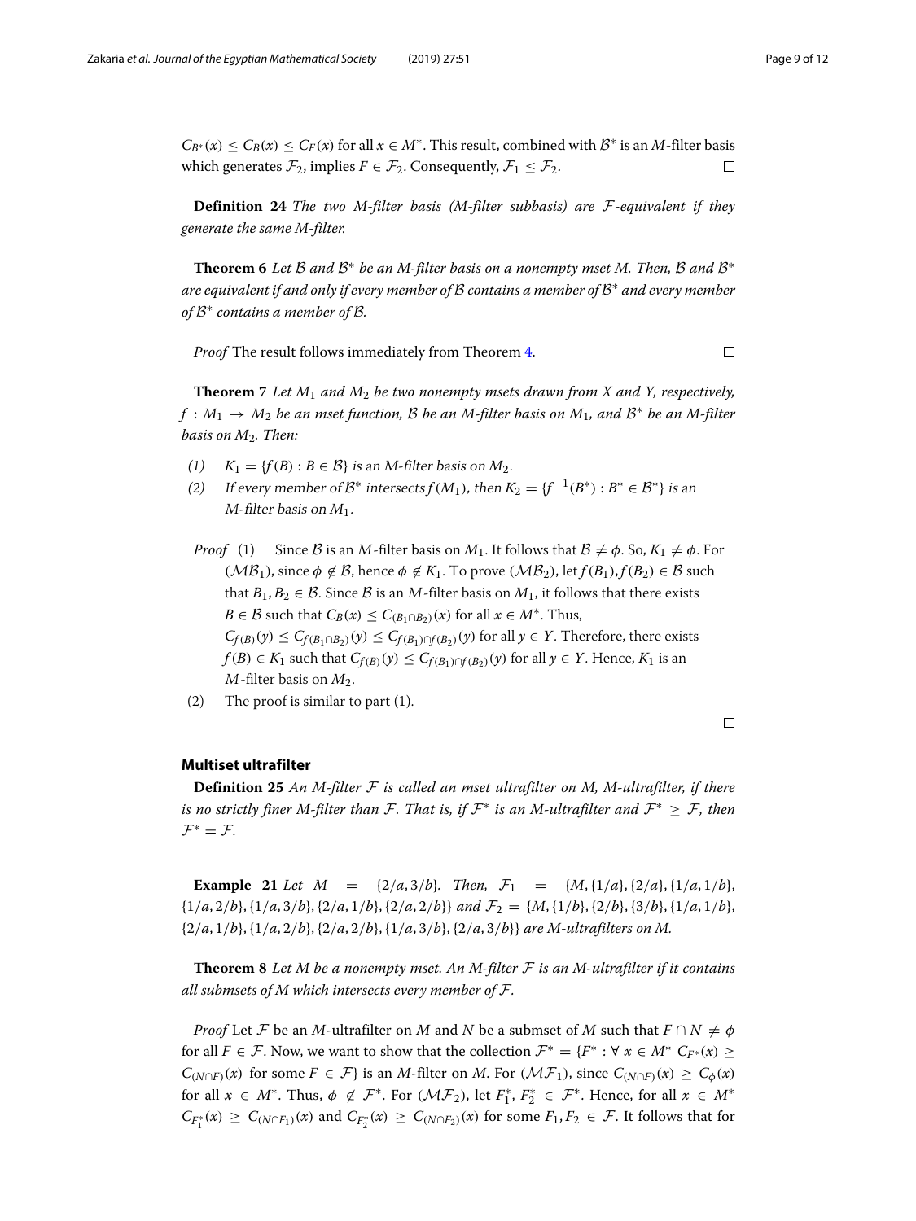$C_{\mathcal{B}^*}(x) \leq C_B(x) \leq C_F(x)$ for all $x \in M^*$. This result, combined with $\mathcal{B}^*$ is an $M$-filter basis which generates $\mathcal{F}_2$, implies $F \in \mathcal{F}_2$. Consequently, $\mathcal{F}_1 \leq \mathcal{F}_2$. $\square$

**Definition 24** *The two M-filter basis (M-filter subbasis) are $\mathcal{F}$-equivalent if they generate the same M-filter.*

**Theorem 6** *Let $\mathcal{B}$ and $\mathcal{B}^*$ be an M-filter basis on a nonempty mset M. Then, $\mathcal{B}$ and $\mathcal{B}^*$ are equivalent if and only if every member of $\mathcal{B}$ contains a member of $\mathcal{B}^*$ and every member of $\mathcal{B}^*$ contains a member of $\mathcal{B}$.*

*Proof* The result follows immediately from Theorem 4. $\square$

**Theorem 7** *Let $M_1$ and $M_2$ be two nonempty msets drawn from X and Y, respectively, $f : M_1 \to M_2$ be an mset function, $\mathcal{B}$ be an M-filter basis on $M_1$, and $\mathcal{B}^*$ be an M-filter basis on $M_2$. Then:*

*(1)* $K_1 = \{f(B) : B \in \mathcal{B}\}$ *is an M-filter basis on $M_2$.*
*(2)* *If every member of $\mathcal{B}^*$ intersects $f(M_1)$, then $K_2 = \{f^{-1}(B^*) : B^* \in \mathcal{B}^*\}$ is an M-filter basis on $M_1$.*

*Proof* (1) Since $\mathcal{B}$ is an $M$-filter basis on $M_1$. It follows that $\mathcal{B} \neq \phi$. So, $K_1 \neq \phi$. For $(\mathcal{MB}_1)$, since $\phi \notin \mathcal{B}$, hence $\phi \notin K_1$. To prove $(\mathcal{MB}_2)$, let $f(B_1), f(B_2) \in \mathcal{B}$ such that $B_1, B_2 \in \mathcal{B}$. Since $\mathcal{B}$ is an $M$-filter basis on $M_1$, it follows that there exists $B \in \mathcal{B}$ such that $C_B(x) \leq C_{(B_1 \cap B_2)}(x)$ for all $x \in M^*$. Thus, $C_{f(B)}(y) \leq C_{f(B_1 \cap B_2)}(y) \leq C_{f(B_1) \cap f(B_2)}(y)$ for all $y \in Y$. Therefore, there exists $f(B) \in K_1$ such that $C_{f(B)}(y) \leq C_{f(B_1) \cap f(B_2)}(y)$ for all $y \in Y$. Hence, $K_1$ is an $M$-filter basis on $M_2$.

(2) The proof is similar to part (1).

$\square$

## Multiset ultrafilter

**Definition 25** *An M-filter $\mathcal{F}$ is called an mset ultrafilter on M, M-ultrafilter, if there is no strictly finer M-filter than $\mathcal{F}$. That is, if $\mathcal{F}^*$ is an M-ultrafilter and $\mathcal{F}^* \geq \mathcal{F}$, then $\mathcal{F}^* = \mathcal{F}$.*

**Example 21** *Let $M = \{2/a, 3/b\}$. Then, $\mathcal{F}_1 = \{M, \{1/a\}, \{2/a\}, \{1/a, 1/b\}, \{1/a, 2/b\}, \{1/a, 3/b\}, \{2/a, 1/b\}, \{2/a, 2/b\}\}$ and $\mathcal{F}_2 = \{M, \{1/b\}, \{2/b\}, \{3/b\}, \{1/a, 1/b\}, \{2/a, 1/b\}, \{1/a, 2/b\}, \{2/a, 2/b\}, \{1/a, 3/b\}, \{2/a, 3/b\}\}$ are M-ultrafilters on M.*

**Theorem 8** *Let M be a nonempty mset. An M-filter $\mathcal{F}$ is an M-ultrafilter if it contains all submsets of M which intersects every member of $\mathcal{F}$.*

*Proof* Let $\mathcal{F}$ be an $M$-ultrafilter on $M$ and $N$ be a submset of $M$ such that $F \cap N \neq \phi$ for all $F \in \mathcal{F}$. Now, we want to show that the collection $\mathcal{F}^* = \{F^* : \forall\ x \in M^*\ C_{F^*}(x) \geq C_{(N \cap F)}(x)$ for some $F \in \mathcal{F}\}$ is an $M$-filter on $M$. For $(\mathcal{MF}_1)$, since $C_{(N \cap F)}(x) \geq C_{\phi}(x)$ for all $x \in M^*$. Thus, $\phi \notin \mathcal{F}^*$. For $(\mathcal{MF}_2)$, let $F_1^*, F_2^* \in \mathcal{F}^*$. Hence, for all $x \in M^*$ $C_{F_1^*}(x) \geq C_{(N \cap F_1)}(x)$ and $C_{F_2^*}(x) \geq C_{(N \cap F_2)}(x)$ for some $F_1, F_2 \in \mathcal{F}$. It follows that for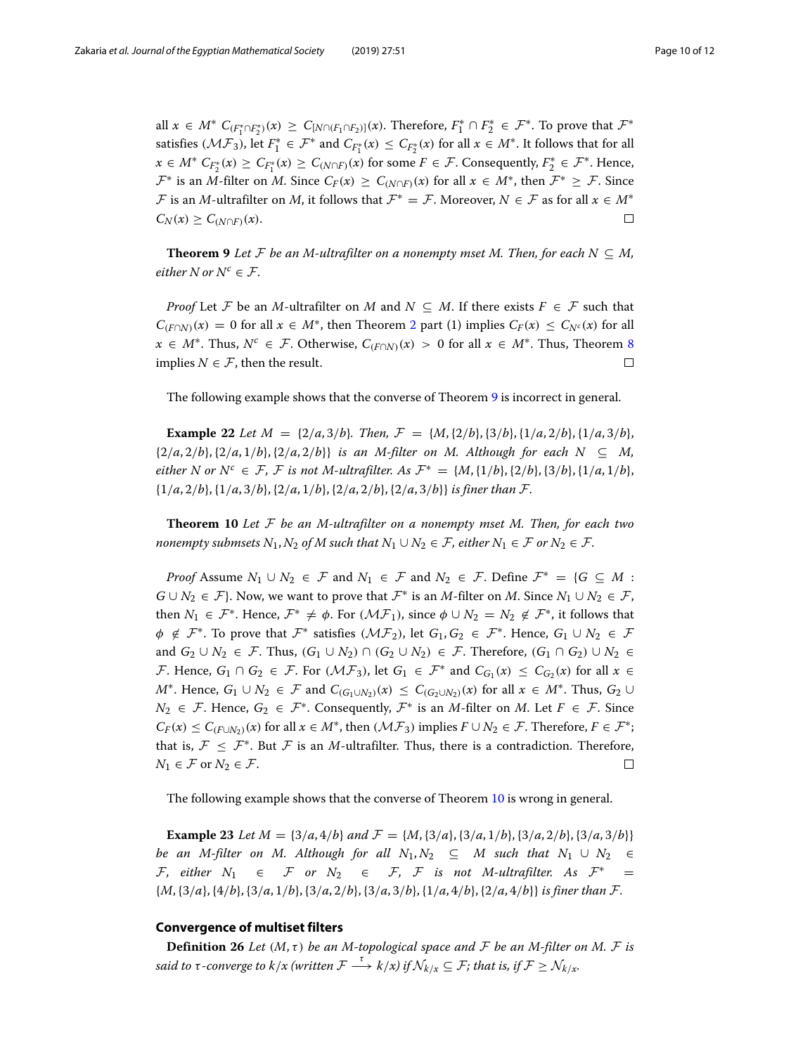all $x \in M^*$ $C_{(F_1^* \cap F_2^*)}(x) \geq C_{[N \cap (F_1 \cap F_2)]}(x)$. Therefore, $F_1^* \cap F_2^* \in \mathcal{F}^*$. To prove that $\mathcal{F}^*$ satisfies $(\mathcal{MF}_3)$, let $F_1^* \in \mathcal{F}^*$ and $C_{F_1^*}(x) \leq C_{F_2^*}(x)$ for all $x \in M^*$. It follows that for all $x \in M^*$ $C_{F_2^*}(x) \geq C_{F_1^*}(x) \geq C_{(N \cap F)}(x)$ for some $F \in \mathcal{F}$. Consequently, $F_2^* \in \mathcal{F}^*$. Hence, $\mathcal{F}^*$ is an $M$-filter on $M$. Since $C_F(x) \geq C_{(N \cap F)}(x)$ for all $x \in M^*$, then $\mathcal{F}^* \geq \mathcal{F}$. Since $\mathcal{F}$ is an $M$-ultrafilter on $M$, it follows that $\mathcal{F}^* = \mathcal{F}$. Moreover, $N \in \mathcal{F}$ as for all $x \in M^*$ $C_N(x) \geq C_{(N \cap F)}(x)$. □

**Theorem 9** *Let $\mathcal{F}$ be an M-ultrafilter on a nonempty mset M. Then, for each $N \subseteq M$, either N or $N^c \in \mathcal{F}$.*

*Proof* Let $\mathcal{F}$ be an $M$-ultrafilter on $M$ and $N \subseteq M$. If there exists $F \in \mathcal{F}$ such that $C_{(F \cap N)}(x) = 0$ for all $x \in M^*$, then Theorem 2 part (1) implies $C_F(x) \leq C_{N^c}(x)$ for all $x \in M^*$. Thus, $N^c \in \mathcal{F}$. Otherwise, $C_{(F \cap N)}(x) > 0$ for all $x \in M^*$. Thus, Theorem 8 implies $N \in \mathcal{F}$, then the result. □

The following example shows that the converse of Theorem 9 is incorrect in general.

**Example 22** *Let $M = \{2/a, 3/b\}$. Then, $\mathcal{F} = \{M, \{2/b\}, \{3/b\}, \{1/a, 2/b\}, \{1/a, 3/b\}, \{2/a, 2/b\}, \{2/a, 1/b\}, \{2/a, 2/b\}\}$ is an M-filter on M. Although for each $N \subseteq M$, either N or $N^c \in \mathcal{F}$, $\mathcal{F}$ is not M-ultrafilter. As $\mathcal{F}^* = \{M, \{1/b\}, \{2/b\}, \{3/b\}, \{1/a, 1/b\}, \{1/a, 2/b\}, \{1/a, 3/b\}, \{2/a, 1/b\}, \{2/a, 2/b\}, \{2/a, 3/b\}\}$ is finer than $\mathcal{F}$.*

**Theorem 10** *Let $\mathcal{F}$ be an M-ultrafilter on a nonempty mset M. Then, for each two nonempty submsets $N_1, N_2$ of M such that $N_1 \cup N_2 \in \mathcal{F}$, either $N_1 \in \mathcal{F}$ or $N_2 \in \mathcal{F}$.*

*Proof* Assume $N_1 \cup N_2 \in \mathcal{F}$ and $N_1 \in \mathcal{F}$ and $N_2 \in \mathcal{F}$. Define $\mathcal{F}^* = \{G \subseteq M : G \cup N_2 \in \mathcal{F}\}$. Now, we want to prove that $\mathcal{F}^*$ is an $M$-filter on $M$. Since $N_1 \cup N_2 \in \mathcal{F}$, then $N_1 \in \mathcal{F}^*$. Hence, $\mathcal{F}^* \neq \phi$. For $(\mathcal{MF}_1)$, since $\phi \cup N_2 = N_2 \notin \mathcal{F}^*$, it follows that $\phi \notin \mathcal{F}^*$. To prove that $\mathcal{F}^*$ satisfies $(\mathcal{MF}_2)$, let $G_1, G_2 \in \mathcal{F}^*$. Hence, $G_1 \cup N_2 \in \mathcal{F}$ and $G_2 \cup N_2 \in \mathcal{F}$. Thus, $(G_1 \cup N_2) \cap (G_2 \cup N_2) \in \mathcal{F}$. Therefore, $(G_1 \cap G_2) \cup N_2 \in \mathcal{F}$. Hence, $G_1 \cap G_2 \in \mathcal{F}^*$. For $(\mathcal{MF}_3)$, let $G_1 \in \mathcal{F}^*$ and $C_{G_1}(x) \leq C_{G_2}(x)$ for all $x \in M^*$. Hence, $G_1 \cup N_2 \in \mathcal{F}$ and $C_{(G_1 \cup N_2)}(x) \leq C_{(G_2 \cup N_2)}(x)$ for all $x \in M^*$. Thus, $G_2 \cup N_2 \in \mathcal{F}$. Hence, $G_2 \in \mathcal{F}^*$. Consequently, $\mathcal{F}^*$ is an $M$-filter on $M$. Let $F \in \mathcal{F}$. Since $C_F(x) \leq C_{(F \cup N_2)}(x)$ for all $x \in M^*$, then $(\mathcal{MF}_3)$ implies $F \cup N_2 \in \mathcal{F}$. Therefore, $F \in \mathcal{F}^*$; that is, $\mathcal{F} \leq \mathcal{F}^*$. But $\mathcal{F}$ is an $M$-ultrafilter. Thus, there is a contradiction. Therefore, $N_1 \in \mathcal{F}$ or $N_2 \in \mathcal{F}$. □

The following example shows that the converse of Theorem 10 is wrong in general.

**Example 23** *Let $M = \{3/a, 4/b\}$ and $\mathcal{F} = \{M, \{3/a\}, \{3/a, 1/b\}, \{3/a, 2/b\}, \{3/a, 3/b\}\}$ be an M-filter on M. Although for all $N_1, N_2 \subseteq M$ such that $N_1 \cup N_2 \in \mathcal{F}$, either $N_1 \in \mathcal{F}$ or $N_2 \in \mathcal{F}$, $\mathcal{F}$ is not M-ultrafilter. As $\mathcal{F}^* = \{M, \{3/a\}, \{4/b\}, \{3/a, 1/b\}, \{3/a, 2/b\}, \{3/a, 3/b\}, \{1/a, 4/b\}, \{2/a, 4/b\}\}$ is finer than $\mathcal{F}$.*

## Convergence of multiset filters

**Definition 26** *Let $(M, \tau)$ be an M-topological space and $\mathcal{F}$ be an M-filter on M. $\mathcal{F}$ is said to $\tau$-converge to $k/x$ (written $\mathcal{F} \xrightarrow{\tau} k/x$) if $\mathcal{N}_{k/x} \subseteq \mathcal{F}$; that is, if $\mathcal{F} \geq \mathcal{N}_{k/x}$.*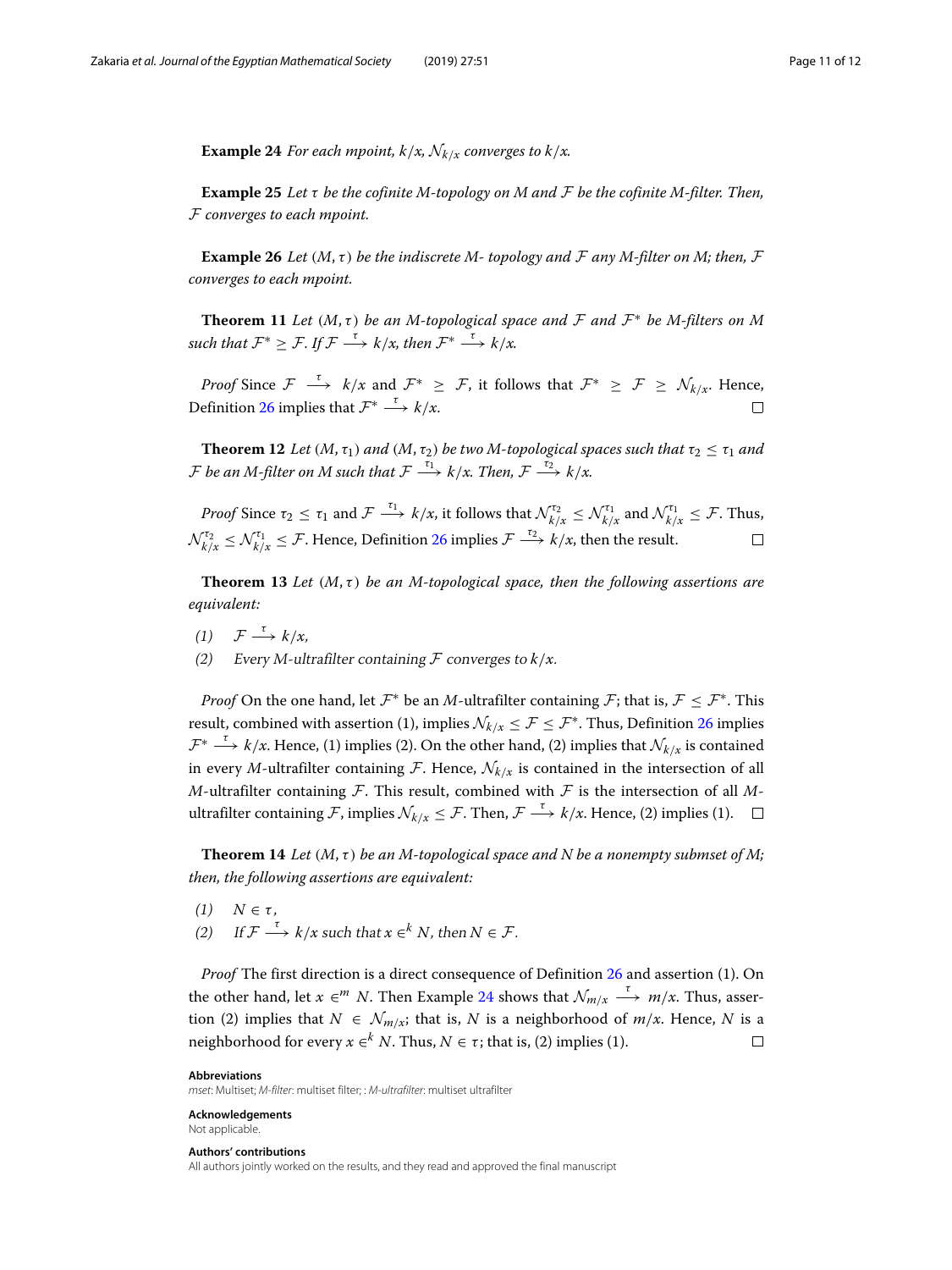**Example 24** *For each mpoint, $k/x$, $\mathcal{N}_{k/x}$ converges to $k/x$.*

**Example 25** *Let $\tau$ be the cofinite M-topology on M and $\mathcal{F}$ be the cofinite M-filter. Then, $\mathcal{F}$ converges to each mpoint.*

**Example 26** *Let $(M, \tau)$ be the indiscrete M- topology and $\mathcal{F}$ any M-filter on M; then, $\mathcal{F}$ converges to each mpoint.*

**Theorem 11** *Let $(M, \tau)$ be an M-topological space and $\mathcal{F}$ and $\mathcal{F}^*$ be M-filters on M such that $\mathcal{F}^* \geq \mathcal{F}$. If $\mathcal{F} \overset{\tau}{\longrightarrow} k/x$, then $\mathcal{F}^* \overset{\tau}{\longrightarrow} k/x$.*

*Proof* Since $\mathcal{F} \overset{\tau}{\longrightarrow} k/x$ and $\mathcal{F}^* \geq \mathcal{F}$, it follows that $\mathcal{F}^* \geq \mathcal{F} \geq \mathcal{N}_{k/x}$. Hence, Definition 26 implies that $\mathcal{F}^* \overset{\tau}{\longrightarrow} k/x$. $\square$

**Theorem 12** *Let $(M, \tau_1)$ and $(M, \tau_2)$ be two M-topological spaces such that $\tau_2 \leq \tau_1$ and $\mathcal{F}$ be an M-filter on M such that $\mathcal{F} \overset{\tau_1}{\longrightarrow} k/x$. Then, $\mathcal{F} \overset{\tau_2}{\longrightarrow} k/x$.*

*Proof* Since $\tau_2 \leq \tau_1$ and $\mathcal{F} \overset{\tau_1}{\longrightarrow} k/x$, it follows that $\mathcal{N}^{\tau_2}_{k/x} \leq \mathcal{N}^{\tau_1}_{k/x}$ and $\mathcal{N}^{\tau_1}_{k/x} \leq \mathcal{F}$. Thus, $\mathcal{N}^{\tau_2}_{k/x} \leq \mathcal{N}^{\tau_1}_{k/x} \leq \mathcal{F}$. Hence, Definition 26 implies $\mathcal{F} \overset{\tau_2}{\longrightarrow} k/x$, then the result. $\square$

**Theorem 13** *Let $(M, \tau)$ be an M-topological space, then the following assertions are equivalent:*

*(1)* $\mathcal{F} \overset{\tau}{\longrightarrow} k/x$,

*(2)* *Every M-ultrafilter containing $\mathcal{F}$ converges to $k/x$.*

*Proof* On the one hand, let $\mathcal{F}^*$ be an $M$-ultrafilter containing $\mathcal{F}$; that is, $\mathcal{F} \leq \mathcal{F}^*$. This result, combined with assertion (1), implies $\mathcal{N}_{k/x} \leq \mathcal{F} \leq \mathcal{F}^*$. Thus, Definition 26 implies $\mathcal{F}^* \overset{\tau}{\longrightarrow} k/x$. Hence, (1) implies (2). On the other hand, (2) implies that $\mathcal{N}_{k/x}$ is contained in every $M$-ultrafilter containing $\mathcal{F}$. Hence, $\mathcal{N}_{k/x}$ is contained in the intersection of all $M$-ultrafilter containing $\mathcal{F}$. This result, combined with $\mathcal{F}$ is the intersection of all $M$-ultrafilter containing $\mathcal{F}$, implies $\mathcal{N}_{k/x} \leq \mathcal{F}$. Then, $\mathcal{F} \overset{\tau}{\longrightarrow} k/x$. Hence, (2) implies (1). $\square$

**Theorem 14** *Let $(M, \tau)$ be an M-topological space and N be a nonempty submset of M; then, the following assertions are equivalent:*

*(1)* $N \in \tau$,

*(2)* *If $\mathcal{F} \overset{\tau}{\longrightarrow} k/x$ such that $x \in^k N$, then $N \in \mathcal{F}$.*

*Proof* The first direction is a direct consequence of Definition 26 and assertion (1). On the other hand, let $x \in^m N$. Then Example 24 shows that $\mathcal{N}_{m/x} \overset{\tau}{\longrightarrow} m/x$. Thus, assertion (2) implies that $N \in \mathcal{N}_{m/x}$; that is, $N$ is a neighborhood of $m/x$. Hence, $N$ is a neighborhood for every $x \in^k N$. Thus, $N \in \tau$; that is, (2) implies (1). $\square$

**Abbreviations**

*mset*: Multiset; *M-filter*: multiset filter; : *M-ultrafilter*: multiset ultrafilter

**Acknowledgements**

Not applicable.

**Authors' contributions**

All authors jointly worked on the results, and they read and approved the final manuscript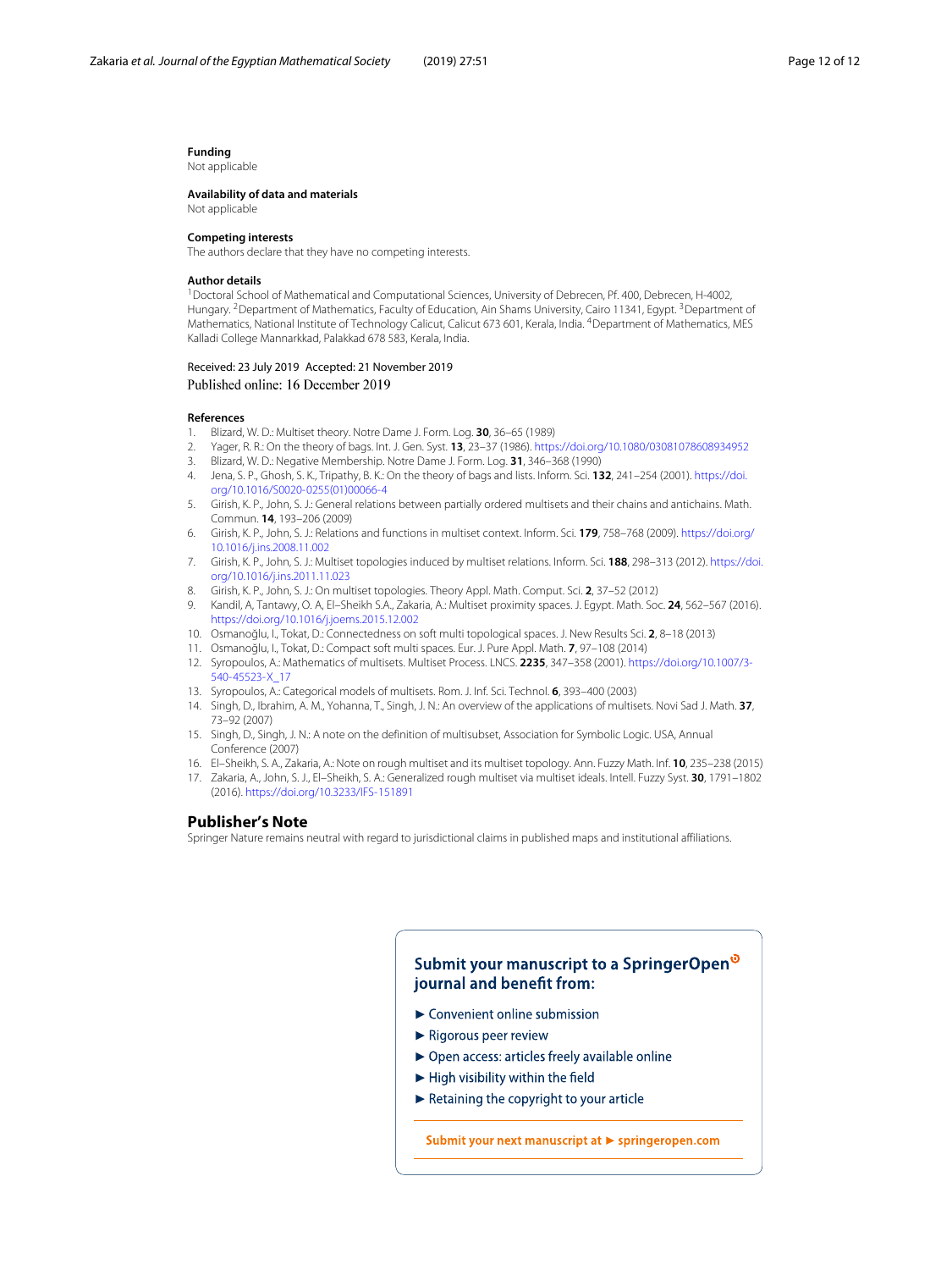**Funding**
Not applicable

**Availability of data and materials**
Not applicable

**Competing interests**
The authors declare that they have no competing interests.

**Author details**
[1]Doctoral School of Mathematical and Computational Sciences, University of Debrecen, Pf. 400, Debrecen, H-4002, Hungary. [2]Department of Mathematics, Faculty of Education, Ain Shams University, Cairo 11341, Egypt. [3]Department of Mathematics, National Institute of Technology Calicut, Calicut 673 601, Kerala, India. [4]Department of Mathematics, MES Kalladi College Mannarkkad, Palakkad 678 583, Kerala, India.

Received: 23 July 2019 Accepted: 21 November 2019
Published online: 16 December 2019

**References**

1. Blizard, W. D.: Multiset theory. Notre Dame J. Form. Log. **30**, 36–65 (1989)
2. Yager, R. R.: On the theory of bags. Int. J. Gen. Syst. **13**, 23–37 (1986). https://doi.org/10.1080/03081078608934952
3. Blizard, W. D.: Negative Membership. Notre Dame J. Form. Log. **31**, 346–368 (1990)
4. Jena, S. P., Ghosh, S. K., Tripathy, B. K.: On the theory of bags and lists. Inform. Sci. **132**, 241–254 (2001). https://doi.org/10.1016/S0020-0255(01)00066-4
5. Girish, K. P., John, S. J.: General relations between partially ordered multisets and their chains and antichains. Math. Commun. **14**, 193–206 (2009)
6. Girish, K. P., John, S. J.: Relations and functions in multiset context. Inform. Sci. **179**, 758–768 (2009). https://doi.org/10.1016/j.ins.2008.11.002
7. Girish, K. P., John, S. J.: Multiset topologies induced by multiset relations. Inform. Sci. **188**, 298–313 (2012). https://doi.org/10.1016/j.ins.2011.11.023
8. Girish, K. P., John, S. J.: On multiset topologies. Theory Appl. Math. Comput. Sci. **2**, 37–52 (2012)
9. Kandil, A, Tantawy, O. A, El–Sheikh S.A., Zakaria, A.: Multiset proximity spaces. J. Egypt. Math. Soc. **24**, 562–567 (2016). https://doi.org/10.1016/j.joems.2015.12.002
10. Osmanoğlu, I., Tokat, D.: Connectedness on soft multi topological spaces. J. New Results Sci. **2**, 8–18 (2013)
11. Osmanoğlu, I., Tokat, D.: Compact soft multi spaces. Eur. J. Pure Appl. Math. **7**, 97–108 (2014)
12. Syropoulos, A.: Mathematics of multisets. Multiset Process. LNCS. **2235**, 347–358 (2001). https://doi.org/10.1007/3-540-45523-X_17
13. Syropoulos, A.: Categorical models of multisets. Rom. J. Inf. Sci. Technol. **6**, 393–400 (2003)
14. Singh, D., Ibrahim, A. M., Yohanna, T., Singh, J. N.: An overview of the applications of multisets. Novi Sad J. Math. **37**, 73–92 (2007)
15. Singh, D., Singh, J. N.: A note on the definition of multisubset, Association for Symbolic Logic. USA, Annual Conference (2007)
16. El–Sheikh, S. A., Zakaria, A.: Note on rough multiset and its multiset topology. Ann. Fuzzy Math. Inf. **10**, 235–238 (2015)
17. Zakaria, A., John, S. J., El–Sheikh, S. A.: Generalized rough multiset via multiset ideals. Intell. Fuzzy Syst. **30**, 1791–1802 (2016). https://doi.org/10.3233/IFS-151891

## Publisher's Note

Springer Nature remains neutral with regard to jurisdictional claims in published maps and institutional affiliations.

**Submit your manuscript to a SpringerOpen journal and benefit from:**

- ► Convenient online submission
- ► Rigorous peer review
- ► Open access: articles freely available online
- ► High visibility within the field
- ► Retaining the copyright to your article

**Submit your next manuscript at ► springeropen.com**